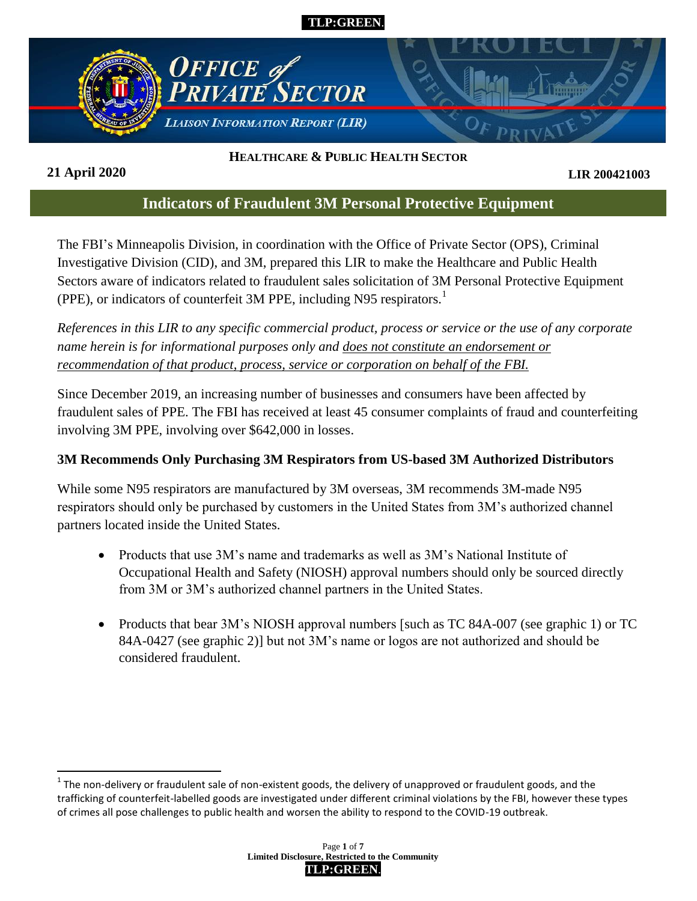**TLP:GREEN**

# OFFICE of PRIVATE SECTOR

*LIAISON INFORMATION REPORT (LIR)*

**HEALTHCARE & PUBLIC HEALTH SECTOR**

**21 April 2020** **LIR 200421003**

## Indicators of Fraudulent 3M Personal Protective Equipment

The FBI's Minneapolis Division, in coordination with the Office of Private Sector (OPS), Criminal Investigative Division (CID), and 3M, prepared this LIR to make the Healthcare and Public Health Sectors aware of indicators related to fraudulent sales solicitation of 3M Personal Protective Equipment (PPE), or indicators of counterfeit 3M PPE, including N95 respirators.[1]

*References in this LIR to any specific commercial product, process or service or the use of any corporate name herein is for informational purposes only and does not constitute an endorsement or recommendation of that product, process, service or corporation on behalf of the FBI.*

Since December 2019, an increasing number of businesses and consumers have been affected by fraudulent sales of PPE. The FBI has received at least 45 consumer complaints of fraud and counterfeiting involving 3M PPE, involving over $642,000 in losses.

### 3M Recommends Only Purchasing 3M Respirators from US-based 3M Authorized Distributors

While some N95 respirators are manufactured by 3M overseas, 3M recommends 3M-made N95 respirators should only be purchased by customers in the United States from 3M's authorized channel partners located inside the United States.

- Products that use 3M's name and trademarks as well as 3M's National Institute of Occupational Health and Safety (NIOSH) approval numbers should only be sourced directly from 3M or 3M's authorized channel partners in the United States.
- Products that bear 3M's NIOSH approval numbers [such as TC 84A-007 (see graphic 1) or TC 84A-0427 (see graphic 2)] but not 3M's name or logos are not authorized and should be considered fraudulent.

[1] The non-delivery or fraudulent sale of non-existent goods, the delivery of unapproved or fraudulent goods, and the trafficking of counterfeit-labelled goods are investigated under different criminal violations by the FBI, however these types of crimes all pose challenges to public health and worsen the ability to respond to the COVID-19 outbreak.

**Limited Disclosure, Restricted to the Community**

**TLP:GREEN**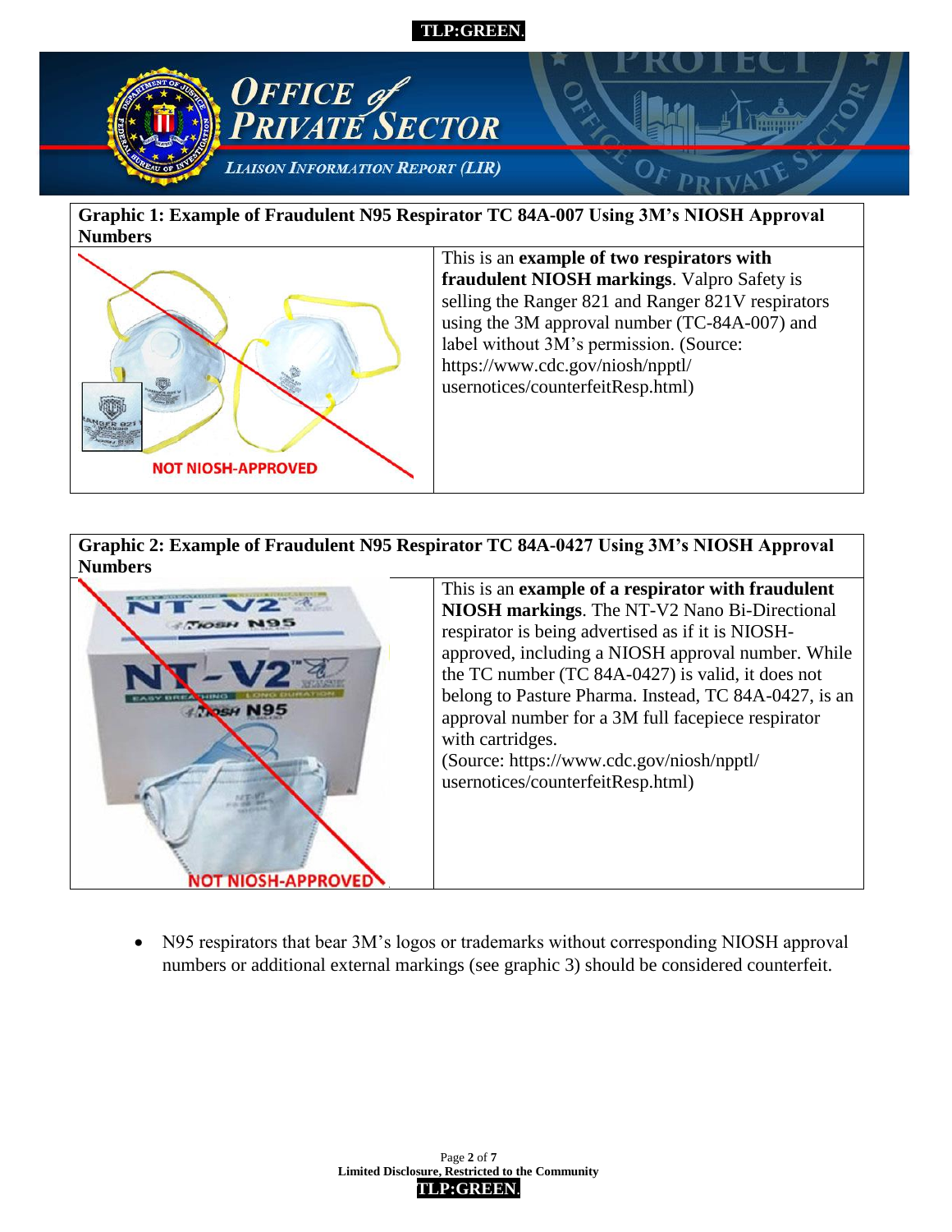**Graphic 1: Example of Fraudulent N95 Respirator TC 84A-007 Using 3M's NIOSH Approval Numbers**

NOT NIOSH-APPROVED

This is an **example of two respirators with fraudulent NIOSH markings**. Valpro Safety is selling the Ranger 821 and Ranger 821V respirators using the 3M approval number (TC-84A-007) and label without 3M's permission. (Source: https://www.cdc.gov/niosh/npptl/usernotices/counterfeitResp.html)

**Graphic 2: Example of Fraudulent N95 Respirator TC 84A-0427 Using 3M's NIOSH Approval Numbers**

NOT NIOSH-APPROVED

This is an **example of a respirator with fraudulent NIOSH markings**. The NT-V2 Nano Bi-Directional respirator is being advertised as if it is NIOSH-approved, including a NIOSH approval number. While the TC number (TC 84A-0427) is valid, it does not belong to Pasture Pharma. Instead, TC 84A-0427, is an approval number for a 3M full facepiece respirator with cartridges.
(Source: https://www.cdc.gov/niosh/npptl/usernotices/counterfeitResp.html)

- N95 respirators that bear 3M's logos or trademarks without corresponding NIOSH approval numbers or additional external markings (see graphic 3) should be considered counterfeit.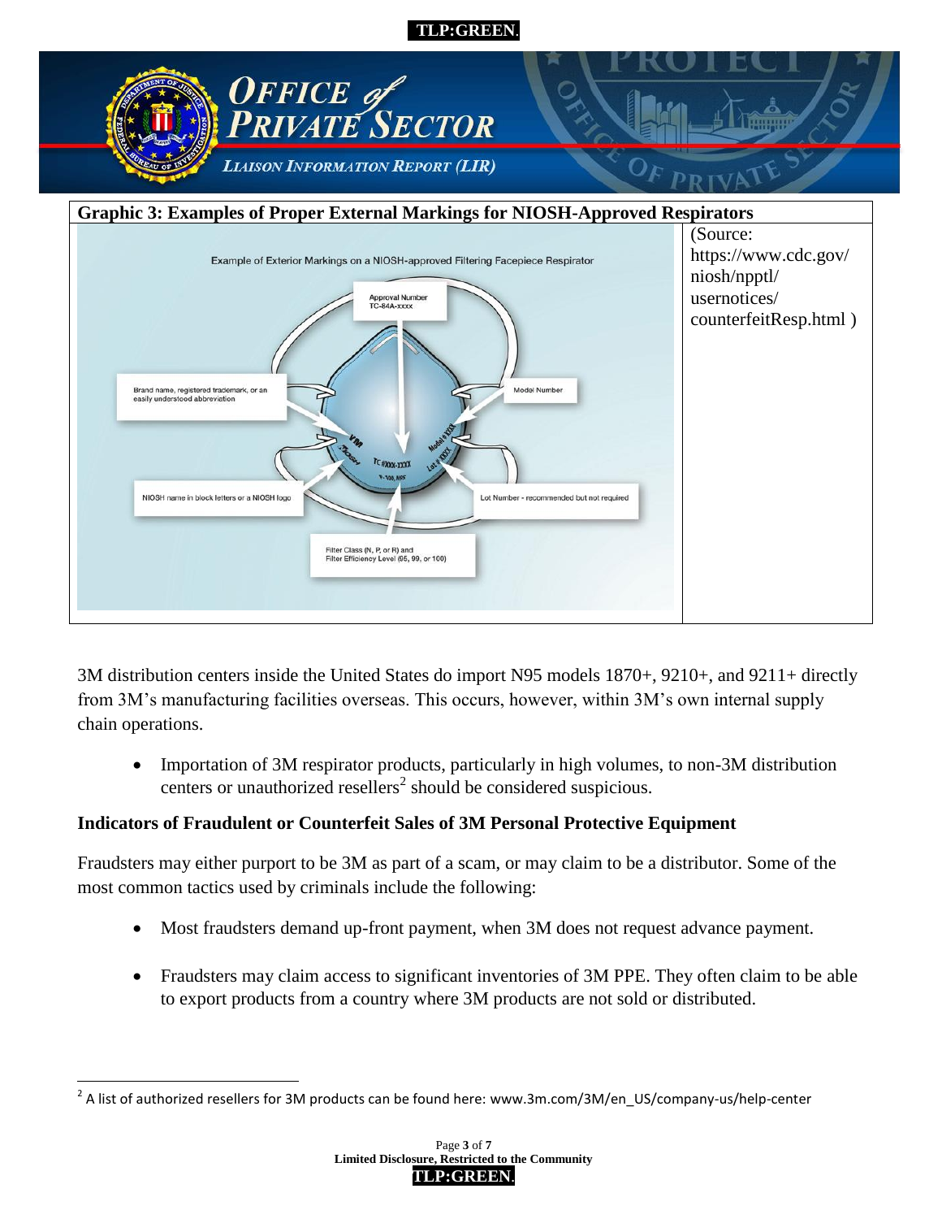**Graphic 3: Examples of Proper External Markings for NIOSH-Approved Respirators**

Example of Exterior Markings on a NIOSH-approved Filtering Facepiece Respirator

- Approval Number TC-84A-xxxx
- Brand name, registered trademark, or an easily understood abbreviation
- Model Number
- NIOSH name in block letters or a NIOSH logo
- Lot Number - recommended but not required
- Filter Class (N, P, or R) and Filter Efficiency Level (95, 99, or 100)

(Source: https://www.cdc.gov/niosh/npptl/usernotices/counterfeitResp.html )

3M distribution centers inside the United States do import N95 models 1870+, 9210+, and 9211+ directly from 3M's manufacturing facilities overseas. This occurs, however, within 3M's own internal supply chain operations.

- Importation of 3M respirator products, particularly in high volumes, to non-3M distribution centers or unauthorized resellers[2] should be considered suspicious.

**Indicators of Fraudulent or Counterfeit Sales of 3M Personal Protective Equipment**

Fraudsters may either purport to be 3M as part of a scam, or may claim to be a distributor. Some of the most common tactics used by criminals include the following:

- Most fraudsters demand up-front payment, when 3M does not request advance payment.
- Fraudsters may claim access to significant inventories of 3M PPE. They often claim to be able to export products from a country where 3M products are not sold or distributed.

[2] A list of authorized resellers for 3M products can be found here: www.3m.com/3M/en_US/company-us/help-center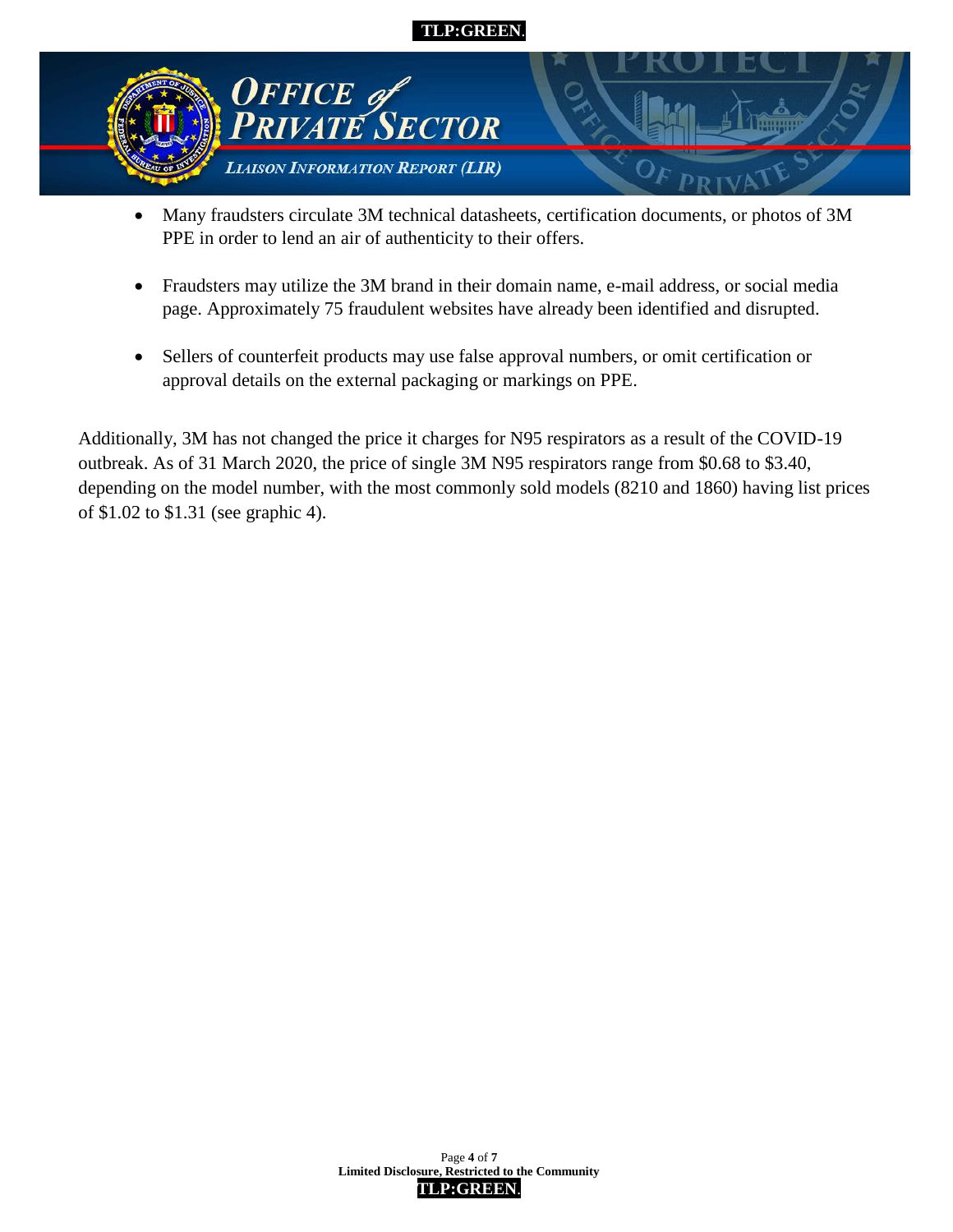- Many fraudsters circulate 3M technical datasheets, certification documents, or photos of 3M PPE in order to lend an air of authenticity to their offers.

- Fraudsters may utilize the 3M brand in their domain name, e-mail address, or social media page. Approximately 75 fraudulent websites have already been identified and disrupted.

- Sellers of counterfeit products may use false approval numbers, or omit certification or approval details on the external packaging or markings on PPE.

Additionally, 3M has not changed the price it charges for N95 respirators as a result of the COVID-19 outbreak. As of 31 March 2020, the price of single 3M N95 respirators range from $0.68 to $3.40, depending on the model number, with the most commonly sold models (8210 and 1860) having list prices of $1.02 to $1.31 (see graphic 4).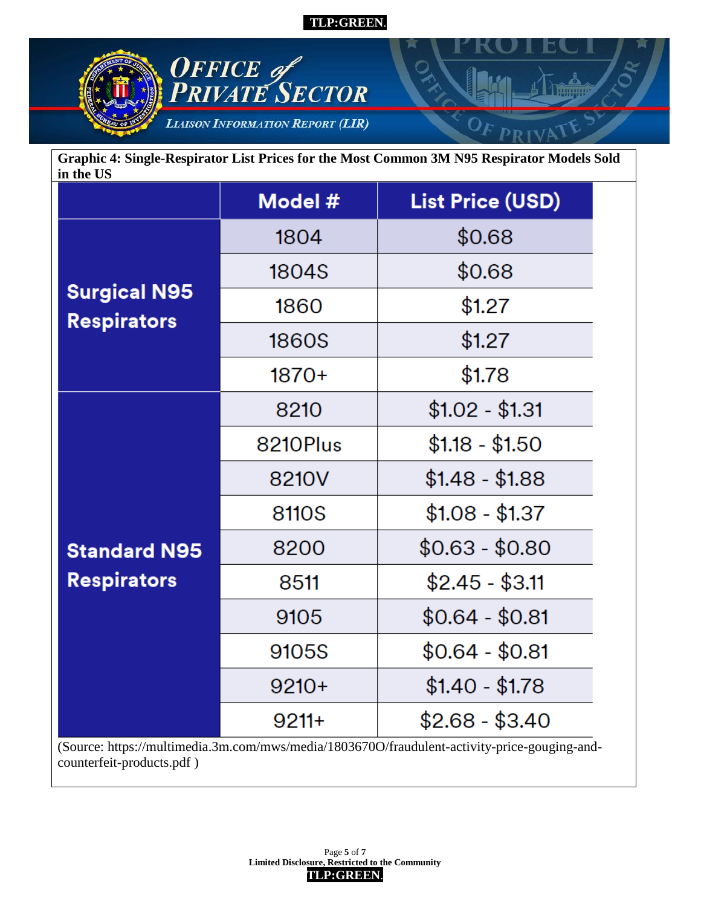**Graphic 4: Single-Respirator List Prices for the Most Common 3M N95 Respirator Models Sold in the US**

| | Model # | List Price (USD) |
|---|---|---|
| Surgical N95 Respirators | 1804 | $0.68 |
| | 1804S | $0.68 |
| | 1860 | $1.27 |
| | 1860S | $1.27 |
| | 1870+ | $1.78 |
| Standard N95 Respirators | 8210 | $1.02 - $1.31 |
| | 8210Plus | $1.18 - $1.50 |
| | 8210V | $1.48 - $1.88 |
| | 8110S | $1.08 - $1.37 |
| | 8200 | $0.63 - $0.80 |
| | 8511 | $2.45 - $3.11 |
| | 9105 | $0.64 - $0.81 |
| | 9105S | $0.64 - $0.81 |
| | 9210+ | $1.40 - $1.78 |
| | 9211+ | $2.68 - $3.40 |

(Source: https://multimedia.3m.com/mws/media/1803670O/fraudulent-activity-price-gouging-and-counterfeit-products.pdf )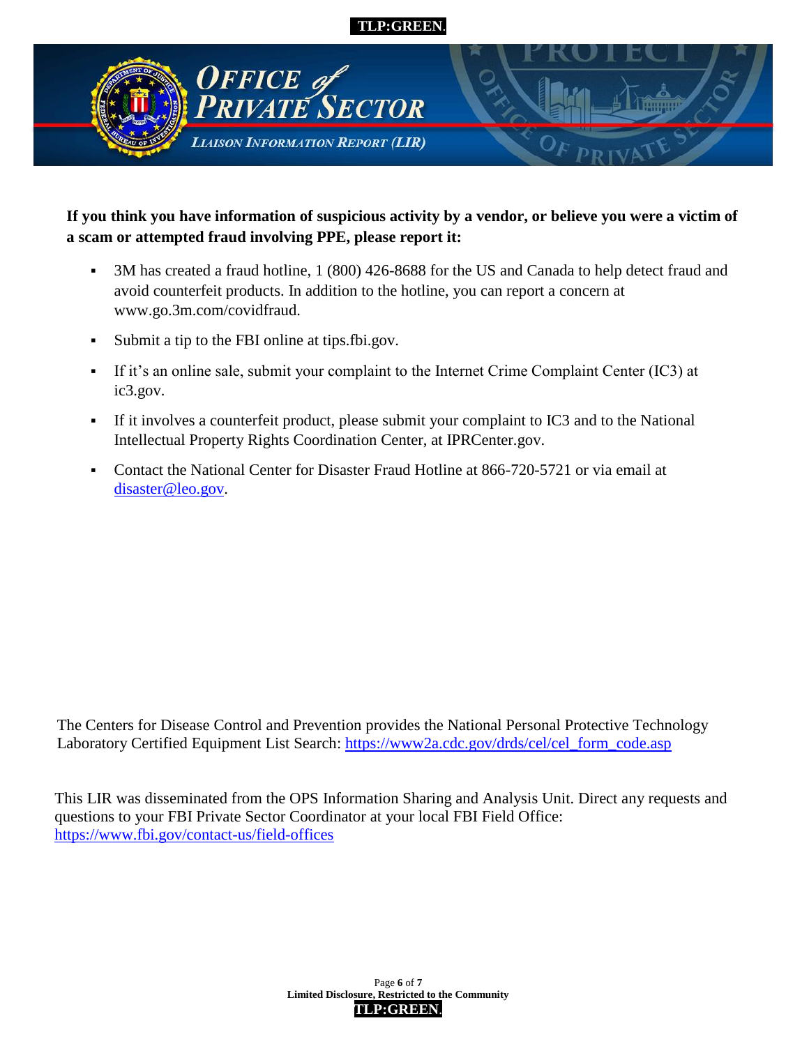**If you think you have information of suspicious activity by a vendor, or believe you were a victim of a scam or attempted fraud involving PPE, please report it:**

- 3M has created a fraud hotline, 1 (800) 426-8688 for the US and Canada to help detect fraud and avoid counterfeit products. In addition to the hotline, you can report a concern at www.go.3m.com/covidfraud.
- Submit a tip to the FBI online at tips.fbi.gov.
- If it's an online sale, submit your complaint to the Internet Crime Complaint Center (IC3) at ic3.gov.
- If it involves a counterfeit product, please submit your complaint to IC3 and to the National Intellectual Property Rights Coordination Center, at IPRCenter.gov.
- Contact the National Center for Disaster Fraud Hotline at 866-720-5721 or via email at disaster@leo.gov.

The Centers for Disease Control and Prevention provides the National Personal Protective Technology Laboratory Certified Equipment List Search: https://www2a.cdc.gov/drds/cel/cel_form_code.asp

This LIR was disseminated from the OPS Information Sharing and Analysis Unit. Direct any requests and questions to your FBI Private Sector Coordinator at your local FBI Field Office: https://www.fbi.gov/contact-us/field-offices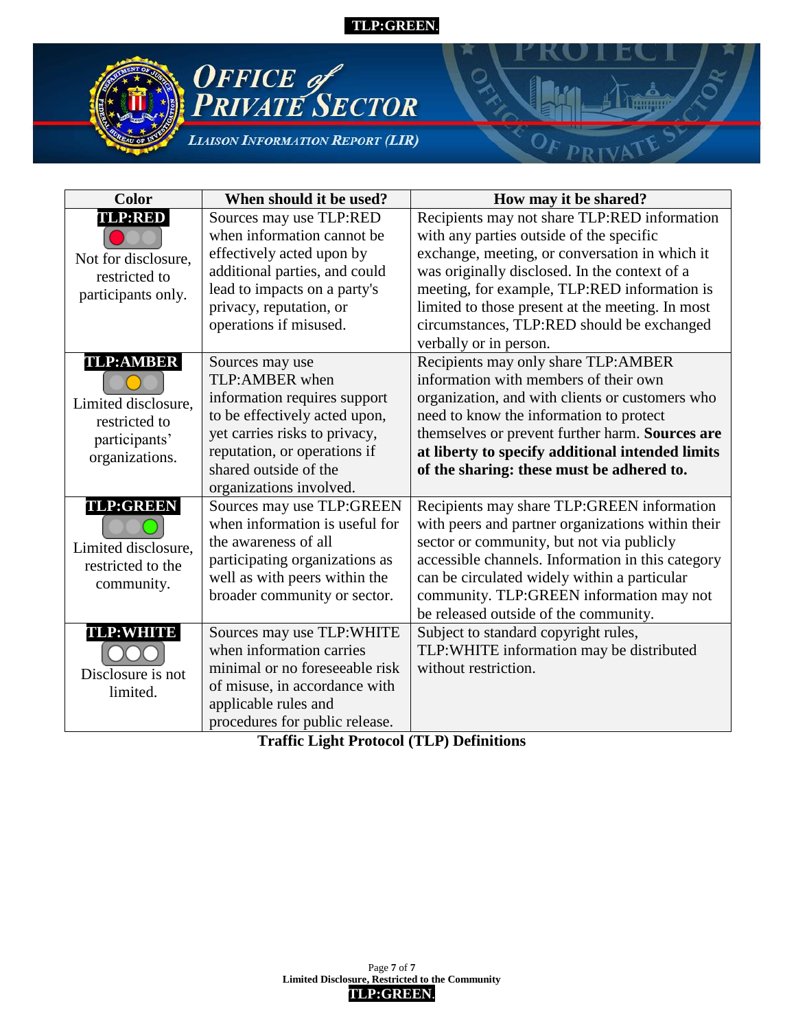| Color | When should it be used? | How may it be shared? |
|---|---|---|
| **TLP:RED** Not for disclosure, restricted to participants only. | Sources may use TLP:RED when information cannot be effectively acted upon by additional parties, and could lead to impacts on a party's privacy, reputation, or operations if misused. | Recipients may not share TLP:RED information with any parties outside of the specific exchange, meeting, or conversation in which it was originally disclosed. In the context of a meeting, for example, TLP:RED information is limited to those present at the meeting. In most circumstances, TLP:RED should be exchanged verbally or in person. |
| **TLP:AMBER** Limited disclosure, restricted to participants' organizations. | Sources may use TLP:AMBER when information requires support to be effectively acted upon, yet carries risks to privacy, reputation, or operations if shared outside of the organizations involved. | Recipients may only share TLP:AMBER information with members of their own organization, and with clients or customers who need to know the information to protect themselves or prevent further harm. **Sources are at liberty to specify additional intended limits of the sharing: these must be adhered to.** |
| **TLP:GREEN** Limited disclosure, restricted to the community. | Sources may use TLP:GREEN when information is useful for the awareness of all participating organizations as well as with peers within the broader community or sector. | Recipients may share TLP:GREEN information with peers and partner organizations within their sector or community, but not via publicly accessible channels. Information in this category can be circulated widely within a particular community. TLP:GREEN information may not be released outside of the community. |
| **TLP:WHITE** Disclosure is not limited. | Sources may use TLP:WHITE when information carries minimal or no foreseeable risk of misuse, in accordance with applicable rules and procedures for public release. | Subject to standard copyright rules, TLP:WHITE information may be distributed without restriction. |

**Traffic Light Protocol (TLP) Definitions**